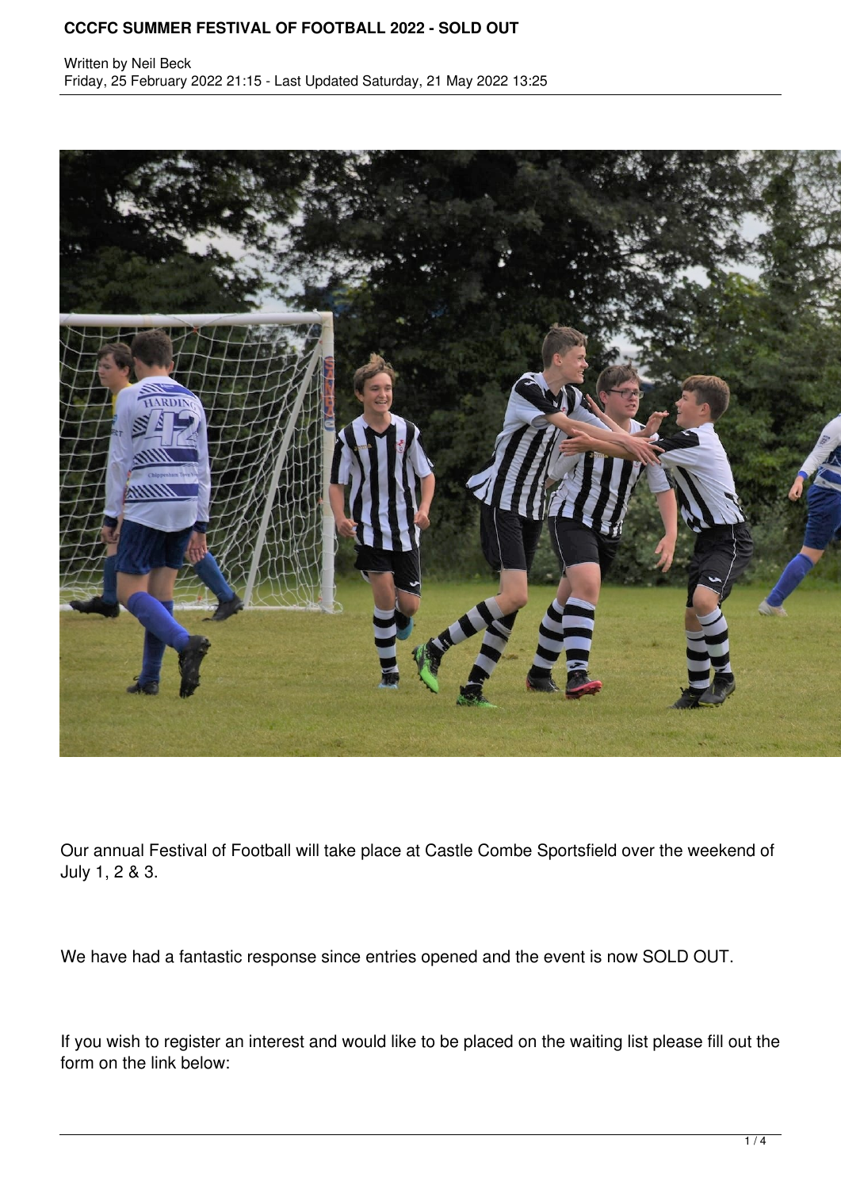# CCCFC SUMMER FESTIVAL OF FOOTBALL 2022 - SOLD OUT

Written by Neil Beck
Friday, 25 February 2022 21:15 - Last Updated Saturday, 21 May 2022 13:25

Our annual Festival of Football will take place at Castle Combe Sportsfield over the weekend of July 1, 2 & 3.

We have had a fantastic response since entries opened and the event is now SOLD OUT.

If you wish to register an interest and would like to be placed on the waiting list please fill out the form on the link below: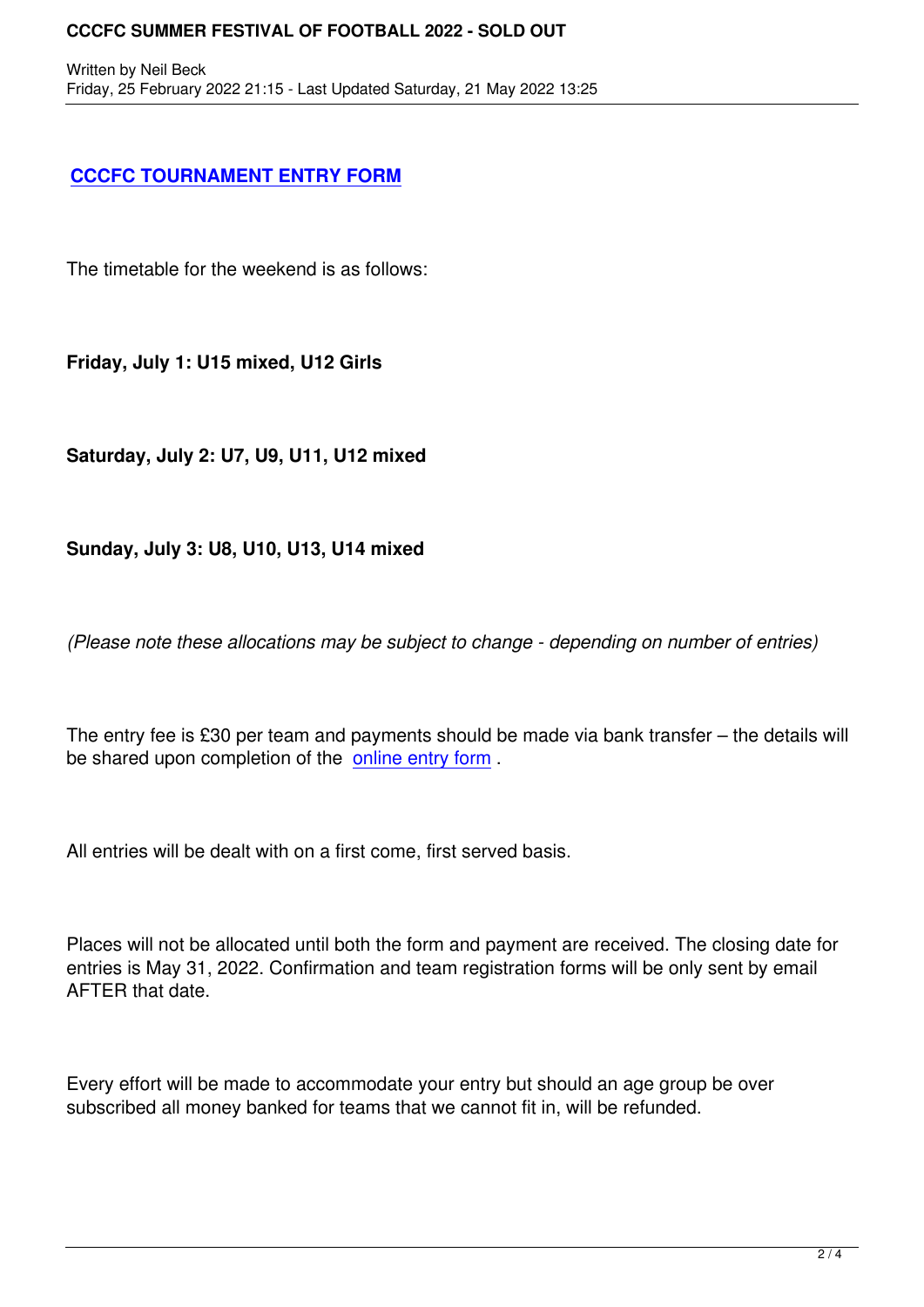**CCCFC TOURNAMENT ENTRY FORM**

The timetable for the weekend is as follows:

**Friday, July 1: U15 mixed, U12 Girls**

**Saturday, July 2: U7, U9, U11, U12 mixed**

**Sunday, July 3: U8, U10, U13, U14 mixed**

*(Please note these allocations may be subject to change - depending on number of entries)*

The entry fee is £30 per team and payments should be made via bank transfer – the details will be shared upon completion of the online entry form .

All entries will be dealt with on a first come, first served basis.

Places will not be allocated until both the form and payment are received. The closing date for entries is May 31, 2022. Confirmation and team registration forms will be only sent by email AFTER that date.

Every effort will be made to accommodate your entry but should an age group be over subscribed all money banked for teams that we cannot fit in, will be refunded.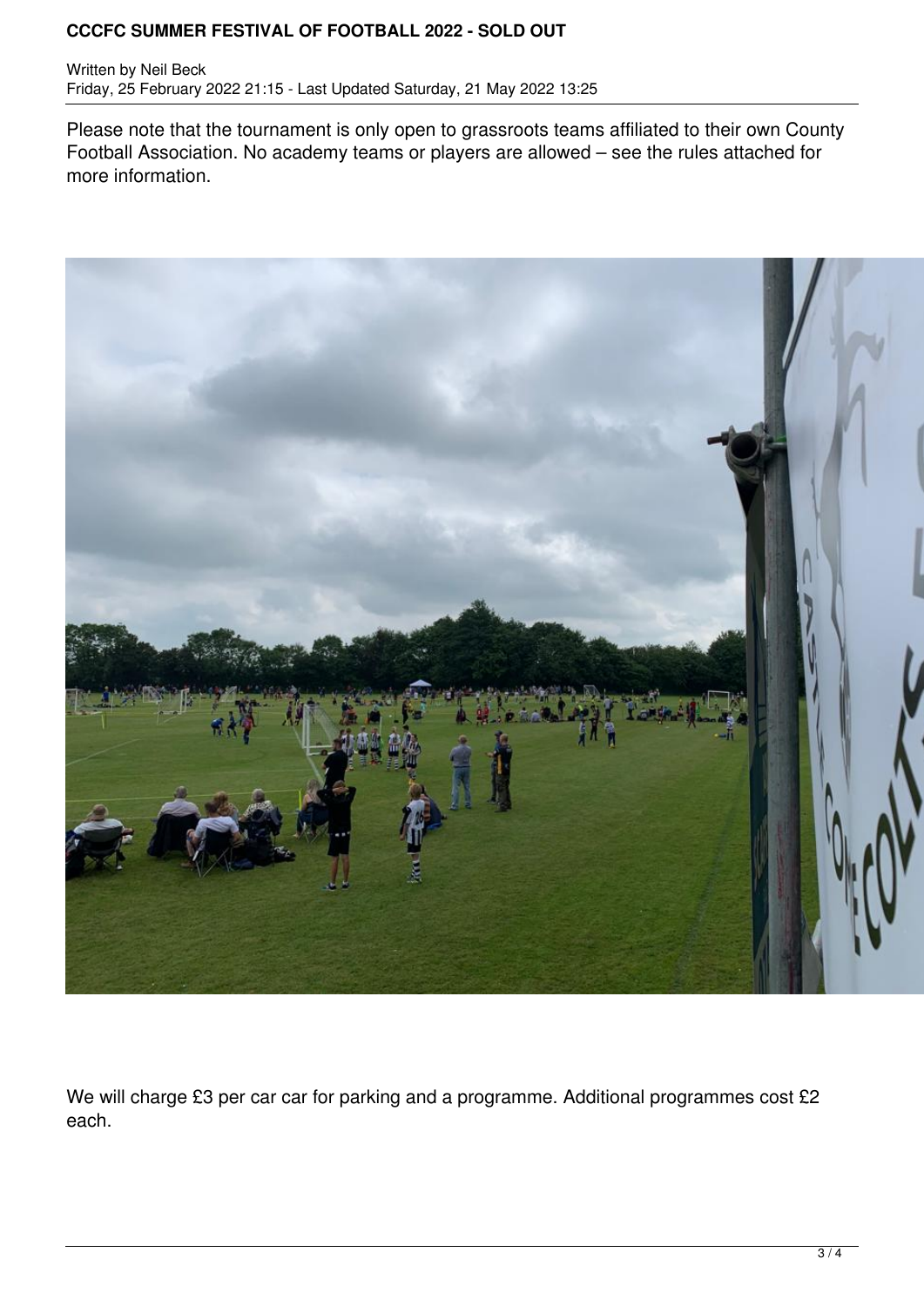Please note that the tournament is only open to grassroots teams affiliated to their own County Football Association. No academy teams or players are allowed – see the rules attached for more information.

We will charge £3 per car car for parking and a programme. Additional programmes cost £2 each.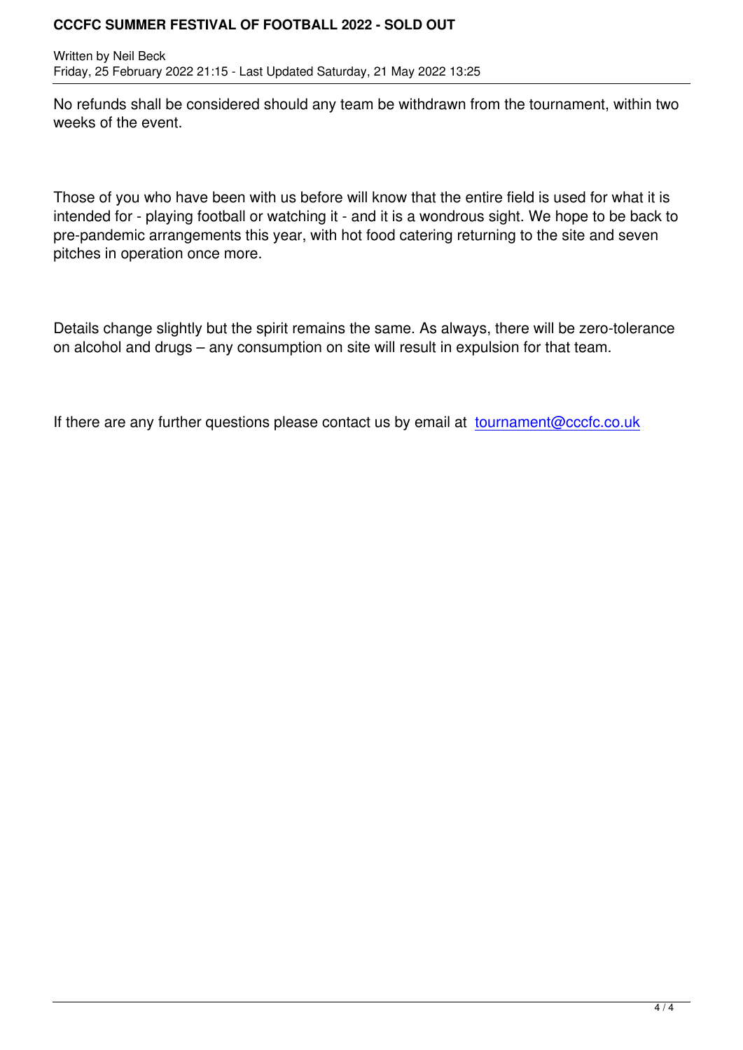No refunds shall be considered should any team be withdrawn from the tournament, within two weeks of the event.

Those of you who have been with us before will know that the entire field is used for what it is intended for - playing football or watching it - and it is a wondrous sight. We hope to be back to pre-pandemic arrangements this year, with hot food catering returning to the site and seven pitches in operation once more.

Details change slightly but the spirit remains the same. As always, there will be zero-tolerance on alcohol and drugs – any consumption on site will result in expulsion for that team.

If there are any further questions please contact us by email at [tournament@cccfc.co.uk](mailto:tournament@cccfc.co.uk)